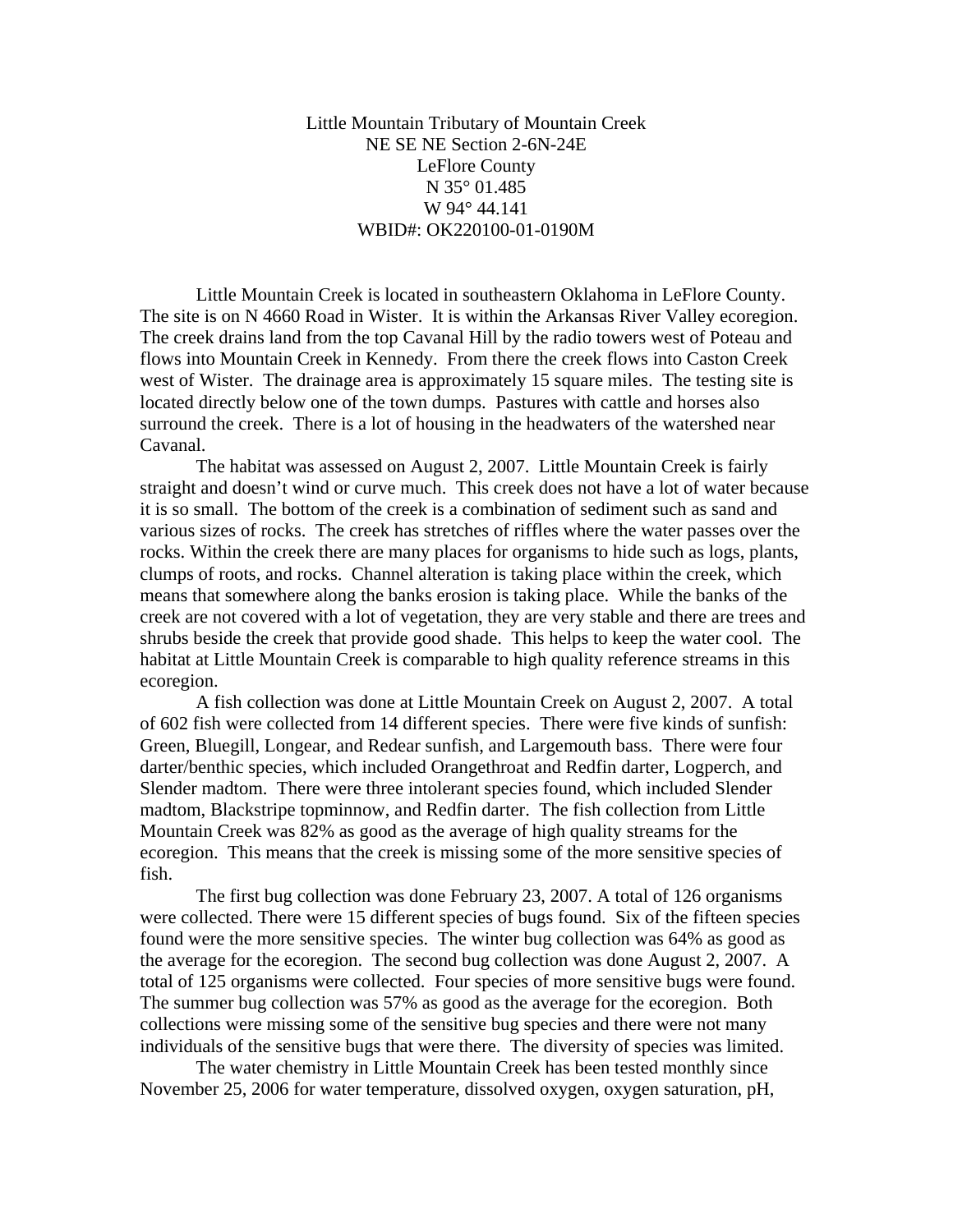Little Mountain Tributary of Mountain Creek
NE SE NE Section 2-6N-24E
LeFlore County
N 35° 01.485
W 94° 44.141
WBID#: OK220100-01-0190M

Little Mountain Creek is located in southeastern Oklahoma in LeFlore County. The site is on N 4660 Road in Wister. It is within the Arkansas River Valley ecoregion. The creek drains land from the top Cavanal Hill by the radio towers west of Poteau and flows into Mountain Creek in Kennedy. From there the creek flows into Caston Creek west of Wister. The drainage area is approximately 15 square miles. The testing site is located directly below one of the town dumps. Pastures with cattle and horses also surround the creek. There is a lot of housing in the headwaters of the watershed near Cavanal.

The habitat was assessed on August 2, 2007. Little Mountain Creek is fairly straight and doesn't wind or curve much. This creek does not have a lot of water because it is so small. The bottom of the creek is a combination of sediment such as sand and various sizes of rocks. The creek has stretches of riffles where the water passes over the rocks. Within the creek there are many places for organisms to hide such as logs, plants, clumps of roots, and rocks. Channel alteration is taking place within the creek, which means that somewhere along the banks erosion is taking place. While the banks of the creek are not covered with a lot of vegetation, they are very stable and there are trees and shrubs beside the creek that provide good shade. This helps to keep the water cool. The habitat at Little Mountain Creek is comparable to high quality reference streams in this ecoregion.

A fish collection was done at Little Mountain Creek on August 2, 2007. A total of 602 fish were collected from 14 different species. There were five kinds of sunfish: Green, Bluegill, Longear, and Redear sunfish, and Largemouth bass. There were four darter/benthic species, which included Orangethroat and Redfin darter, Logperch, and Slender madtom. There were three intolerant species found, which included Slender madtom, Blackstripe topminnow, and Redfin darter. The fish collection from Little Mountain Creek was 82% as good as the average of high quality streams for the ecoregion. This means that the creek is missing some of the more sensitive species of fish.

The first bug collection was done February 23, 2007. A total of 126 organisms were collected. There were 15 different species of bugs found. Six of the fifteen species found were the more sensitive species. The winter bug collection was 64% as good as the average for the ecoregion. The second bug collection was done August 2, 2007. A total of 125 organisms were collected. Four species of more sensitive bugs were found. The summer bug collection was 57% as good as the average for the ecoregion. Both collections were missing some of the sensitive bug species and there were not many individuals of the sensitive bugs that were there. The diversity of species was limited.

The water chemistry in Little Mountain Creek has been tested monthly since November 25, 2006 for water temperature, dissolved oxygen, oxygen saturation, pH,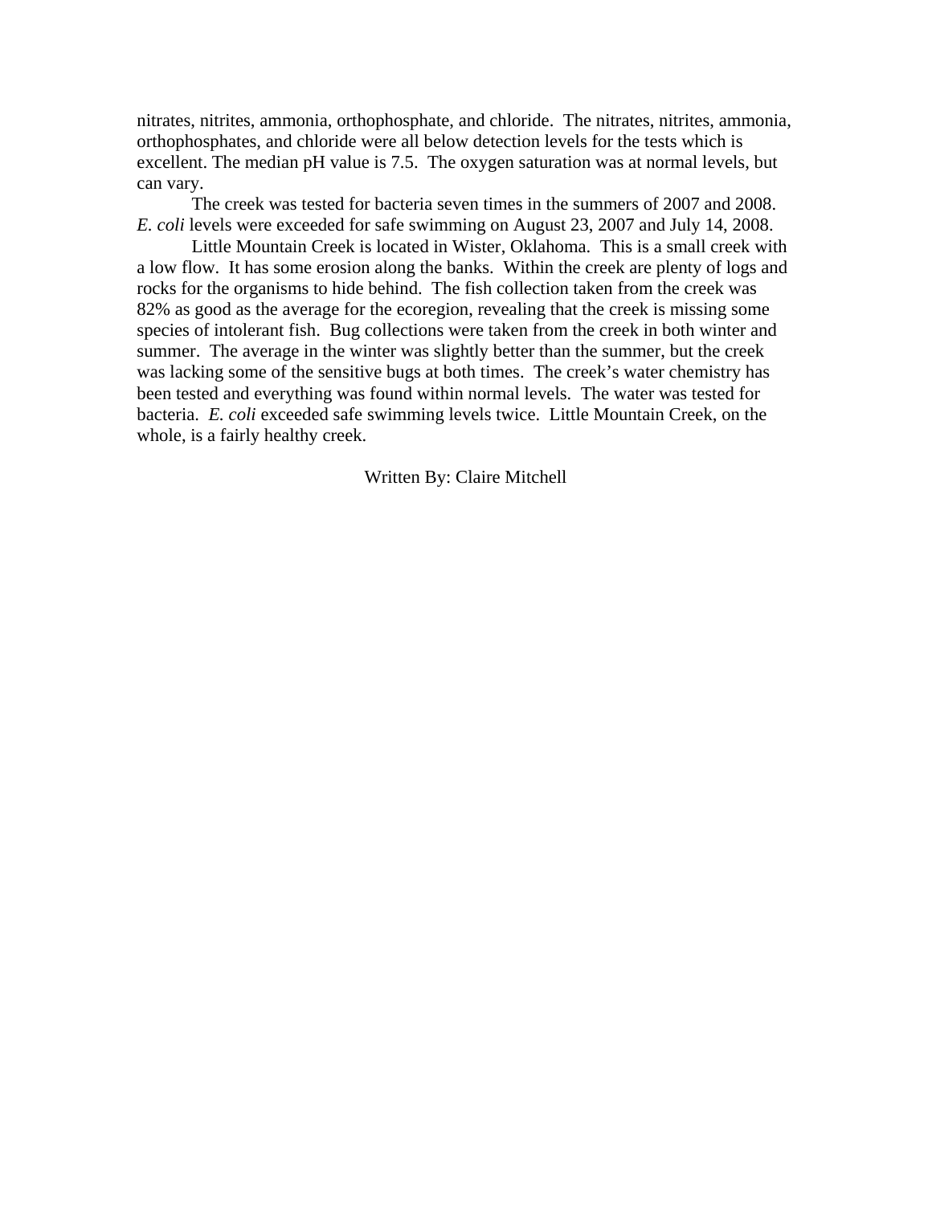nitrates, nitrites, ammonia, orthophosphate, and chloride. The nitrates, nitrites, ammonia, orthophosphates, and chloride were all below detection levels for the tests which is excellent. The median pH value is 7.5. The oxygen saturation was at normal levels, but can vary.

The creek was tested for bacteria seven times in the summers of 2007 and 2008. *E. coli* levels were exceeded for safe swimming on August 23, 2007 and July 14, 2008.

Little Mountain Creek is located in Wister, Oklahoma. This is a small creek with a low flow. It has some erosion along the banks. Within the creek are plenty of logs and rocks for the organisms to hide behind. The fish collection taken from the creek was 82% as good as the average for the ecoregion, revealing that the creek is missing some species of intolerant fish. Bug collections were taken from the creek in both winter and summer. The average in the winter was slightly better than the summer, but the creek was lacking some of the sensitive bugs at both times. The creek's water chemistry has been tested and everything was found within normal levels. The water was tested for bacteria. *E. coli* exceeded safe swimming levels twice. Little Mountain Creek, on the whole, is a fairly healthy creek.

Written By: Claire Mitchell